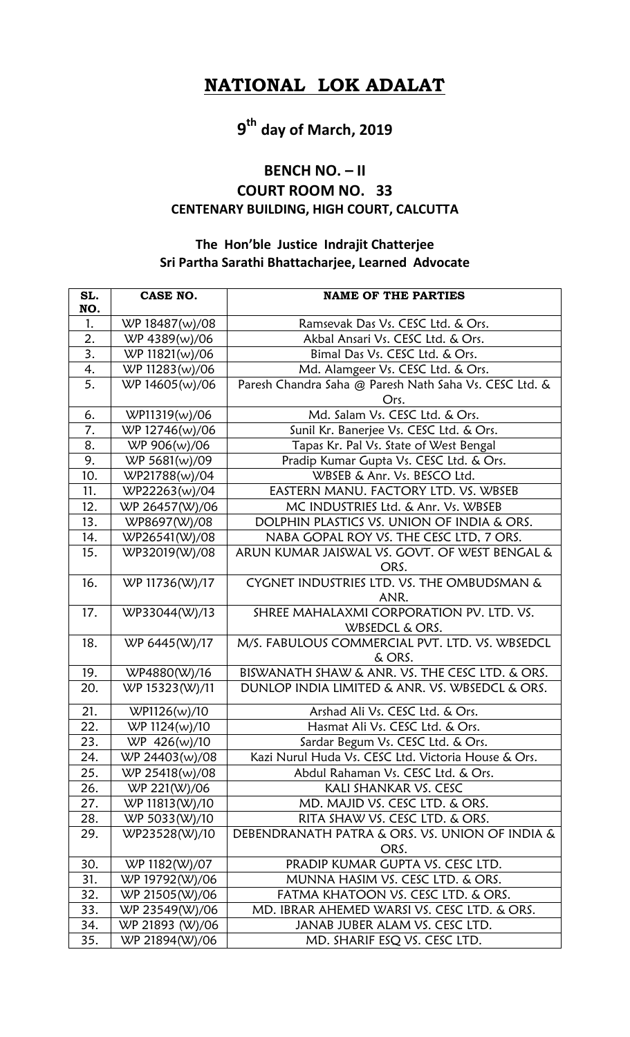# NATIONAL LOK ADALAT

## 9th day of March, 2019

### BENCH NO. – II
### COURT ROOM NO. 33
### CENTENARY BUILDING, HIGH COURT, CALCUTTA

**The Hon'ble Justice Indrajit Chatterjee**
**Sri Partha Sarathi Bhattacharjee, Learned Advocate**

| SL. NO. | CASE NO. | NAME OF THE PARTIES |
|---|---|---|
| 1. | WP 18487(w)/08 | Ramsevak Das Vs. CESC Ltd. & Ors. |
| 2. | WP 4389(w)/06 | Akbal Ansari Vs. CESC Ltd. & Ors. |
| 3. | WP 11821(w)/06 | Bimal Das Vs. CESC Ltd. & Ors. |
| 4. | WP 11283(w)/06 | Md. Alamgeer Vs. CESC Ltd. & Ors. |
| 5. | WP 14605(w)/06 | Paresh Chandra Saha @ Paresh Nath Saha Vs. CESC Ltd. & Ors. |
| 6. | WP11319(w)/06 | Md. Salam Vs. CESC Ltd. & Ors. |
| 7. | WP 12746(w)/06 | Sunil Kr. Banerjee Vs. CESC Ltd. & Ors. |
| 8. | WP 906(w)/06 | Tapas Kr. Pal Vs. State of West Bengal |
| 9. | WP 5681(w)/09 | Pradip Kumar Gupta Vs. CESC Ltd. & Ors. |
| 10. | WP21788(w)/04 | WBSEB & Anr. Vs. BESCO Ltd. |
| 11. | WP22263(w)/04 | EASTERN MANU. FACTORY LTD. VS. WBSEB |
| 12. | WP 26457(W)/06 | MC INDUSTRIES Ltd. & Anr. Vs. WBSEB |
| 13. | WP8697(W)/08 | DOLPHIN PLASTICS VS. UNION OF INDIA & ORS. |
| 14. | WP26541(W)/08 | NABA GOPAL ROY VS. THE CESC LTD, 7 ORS. |
| 15. | WP32019(W)/08 | ARUN KUMAR JAISWAL VS. GOVT. OF WEST BENGAL & ORS. |
| 16. | WP 11736(W)/17 | CYGNET INDUSTRIES LTD. VS. THE OMBUDSMAN & ANR. |
| 17. | WP33044(W)/13 | SHREE MAHALAXMI CORPORATION PV. LTD. VS. WBSEDCL & ORS. |
| 18. | WP 6445(W)/17 | M/S. FABULOUS COMMERCIAL PVT. LTD. VS. WBSEDCL & ORS. |
| 19. | WP4880(W)/16 | BISWANATH SHAW & ANR. VS. THE CESC LTD. & ORS. |
| 20. | WP 15323(W)/11 | DUNLOP INDIA LIMITED & ANR. VS. WBSEDCL & ORS. |
| 21. | WP1126(w)/10 | Arshad Ali Vs. CESC Ltd. & Ors. |
| 22. | WP 1124(w)/10 | Hasmat Ali Vs. CESC Ltd. & Ors. |
| 23. | WP 426(w)/10 | Sardar Begum Vs. CESC Ltd. & Ors. |
| 24. | WP 24403(w)/08 | Kazi Nurul Huda Vs. CESC Ltd. Victoria House & Ors. |
| 25. | WP 25418(w)/08 | Abdul Rahaman Vs. CESC Ltd. & Ors. |
| 26. | WP 221(W)/06 | KALI SHANKAR VS. CESC |
| 27. | WP 11813(W)/10 | MD. MAJID VS. CESC LTD. & ORS. |
| 28. | WP 5033(W)/10 | RITA SHAW VS. CESC LTD. & ORS. |
| 29. | WP23528(W)/10 | DEBENDRANATH PATRA & ORS. VS. UNION OF INDIA & ORS. |
| 30. | WP 1182(W)/07 | PRADIP KUMAR GUPTA VS. CESC LTD. |
| 31. | WP 19792(W)/06 | MUNNA HASIM VS. CESC LTD. & ORS. |
| 32. | WP 21505(W)/06 | FATMA KHATOON VS. CESC LTD. & ORS. |
| 33. | WP 23549(W)/06 | MD. IBRAR AHEMED WARSI VS. CESC LTD. & ORS. |
| 34. | WP 21893 (W)/06 | JANAB JUBER ALAM VS. CESC LTD. |
| 35. | WP 21894(W)/06 | MD. SHARIF ESQ VS. CESC LTD. |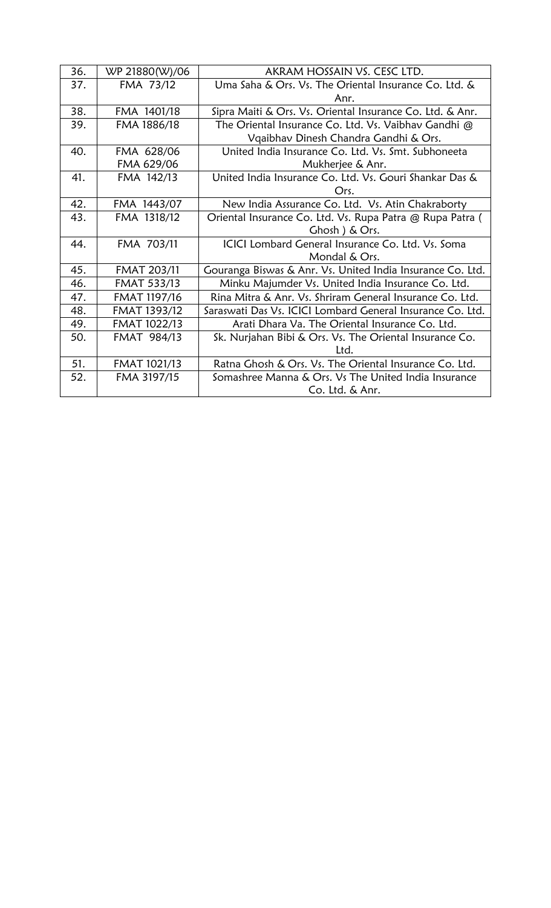| | | |
|---|---|---|
| 36. | WP 21880(W)/06 | AKRAM HOSSAIN VS. CESC LTD. |
| 37. | FMA 73/12 | Uma Saha & Ors. Vs. The Oriental Insurance Co. Ltd. & Anr. |
| 38. | FMA 1401/18 | Sipra Maiti & Ors. Vs. Oriental Insurance Co. Ltd. & Anr. |
| 39. | FMA 1886/18 | The Oriental Insurance Co. Ltd. Vs. Vaibhav Gandhi @ Vqaibhav Dinesh Chandra Gandhi & Ors. |
| 40. | FMA 628/06 FMA 629/06 | United India Insurance Co. Ltd. Vs. Smt. Subhoneeta Mukherjee & Anr. |
| 41. | FMA 142/13 | United India Insurance Co. Ltd. Vs. Gouri Shankar Das & Ors. |
| 42. | FMA 1443/07 | New India Assurance Co. Ltd. Vs. Atin Chakraborty |
| 43. | FMA 1318/12 | Oriental Insurance Co. Ltd. Vs. Rupa Patra @ Rupa Patra ( Ghosh ) & Ors. |
| 44. | FMA 703/11 | ICICI Lombard General Insurance Co. Ltd. Vs. Soma Mondal & Ors. |
| 45. | FMAT 203/11 | Gouranga Biswas & Anr. Vs. United India Insurance Co. Ltd. |
| 46. | FMAT 533/13 | Minku Majumder Vs. United India Insurance Co. Ltd. |
| 47. | FMAT 1197/16 | Rina Mitra & Anr. Vs. Shriram General Insurance Co. Ltd. |
| 48. | FMAT 1393/12 | Saraswati Das Vs. ICICI Lombard General Insurance Co. Ltd. |
| 49. | FMAT 1022/13 | Arati Dhara Va. The Oriental Insurance Co. Ltd. |
| 50. | FMAT 984/13 | Sk. Nurjahan Bibi & Ors. Vs. The Oriental Insurance Co. Ltd. |
| 51. | FMAT 1021/13 | Ratna Ghosh & Ors. Vs. The Oriental Insurance Co. Ltd. |
| 52. | FMA 3197/15 | Somashree Manna & Ors. Vs The United India Insurance Co. Ltd. & Anr. |